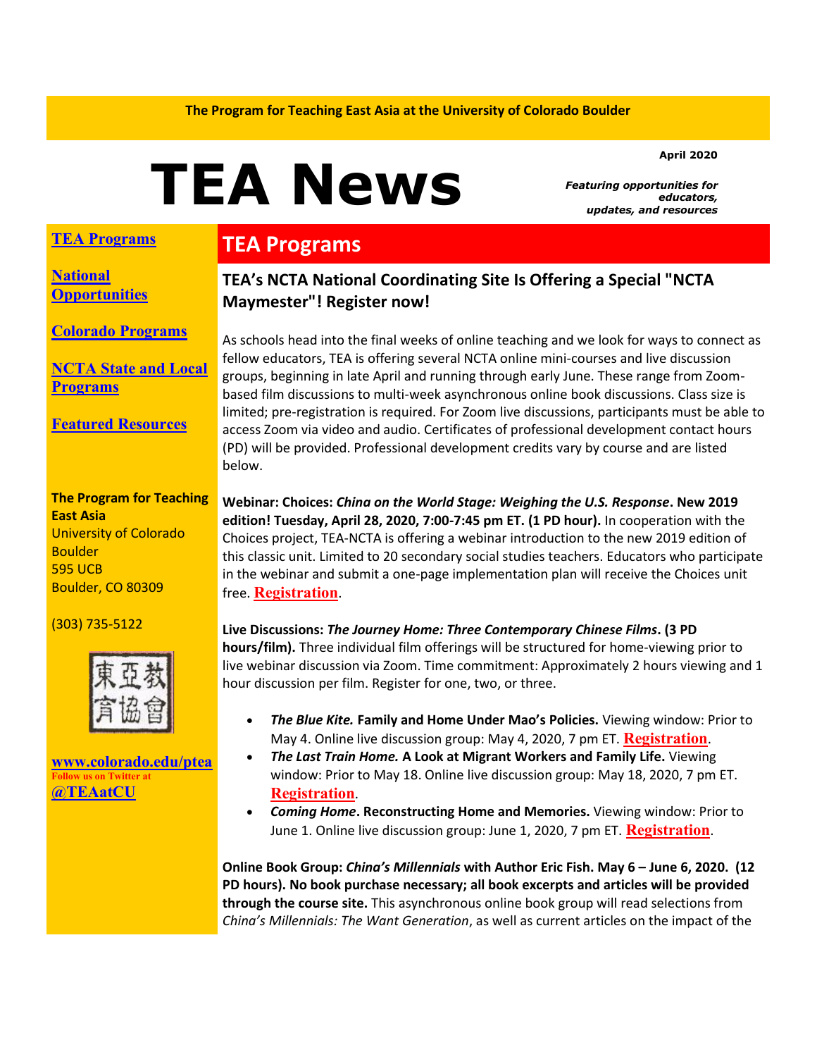The Program for Teaching East Asia at the University of Colorado Boulder

# TEA News

April 2020

*Featuring opportunities for educators, updates, and resources*

[TEA Programs](#)

[National Opportunities](#)

[Colorado Programs](#)

[NCTA State and Local Programs](#)

[Featured Resources](#)

**The Program for Teaching East Asia**
University of Colorado Boulder
595 UCB
Boulder, CO 80309

(303) 735-5122

東亞教育協會

www.colorado.edu/ptea
Follow us on Twitter at
@TEAatCU

## TEA Programs

### TEA's NCTA National Coordinating Site Is Offering a Special "NCTA Maymester"! Register now!

As schools head into the final weeks of online teaching and we look for ways to connect as fellow educators, TEA is offering several NCTA online mini-courses and live discussion groups, beginning in late April and running through early June. These range from Zoom-based film discussions to multi-week asynchronous online book discussions. Class size is limited; pre-registration is required. For Zoom live discussions, participants must be able to access Zoom via video and audio. Certificates of professional development contact hours (PD) will be provided. Professional development credits vary by course and are listed below.

**Webinar: Choices: *China on the World Stage: Weighing the U.S. Response*. New 2019 edition! Tuesday, April 28, 2020, 7:00-7:45 pm ET. (1 PD hour).** In cooperation with the Choices project, TEA-NCTA is offering a webinar introduction to the new 2019 edition of this classic unit. Limited to 20 secondary social studies teachers. Educators who participate in the webinar and submit a one-page implementation plan will receive the Choices unit free. Registration.

**Live Discussions: *The Journey Home: Three Contemporary Chinese Films*. (3 PD hours/film).** Three individual film offerings will be structured for home-viewing prior to live webinar discussion via Zoom. Time commitment: Approximately 2 hours viewing and 1 hour discussion per film. Register for one, two, or three.

- ***The Blue Kite.* Family and Home Under Mao's Policies.** Viewing window: Prior to May 4. Online live discussion group: May 4, 2020, 7 pm ET. Registration.
- ***The Last Train Home.* A Look at Migrant Workers and Family Life.** Viewing window: Prior to May 18. Online live discussion group: May 18, 2020, 7 pm ET. Registration.
- ***Coming Home*. Reconstructing Home and Memories.** Viewing window: Prior to June 1. Online live discussion group: June 1, 2020, 7 pm ET. Registration.

**Online Book Group: *China's Millennials* with Author Eric Fish. May 6 – June 6, 2020. (12 PD hours). No book purchase necessary; all book excerpts and articles will be provided through the course site.** This asynchronous online book group will read selections from *China's Millennials: The Want Generation*, as well as current articles on the impact of the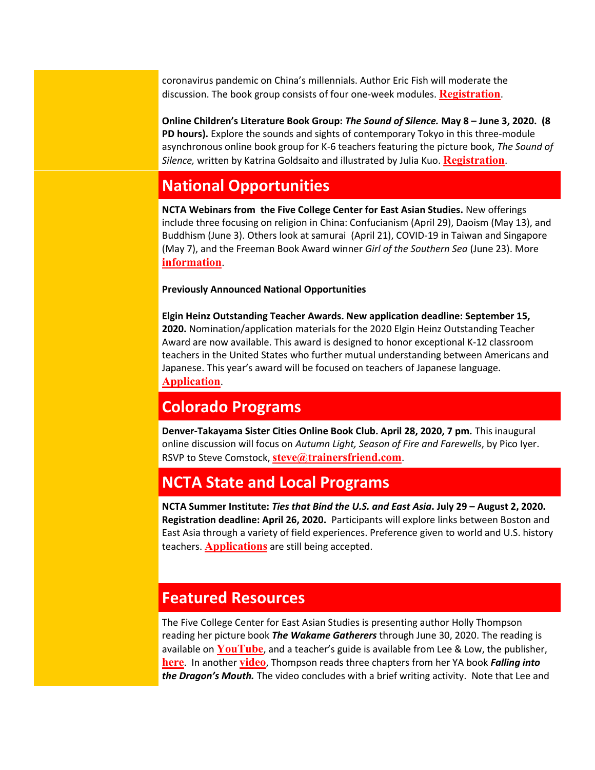coronavirus pandemic on China's millennials. Author Eric Fish will moderate the discussion. The book group consists of four one-week modules. **Registration**.

**Online Children's Literature Book Group: *The Sound of Silence.* May 8 – June 3, 2020. (8 PD hours).** Explore the sounds and sights of contemporary Tokyo in this three-module asynchronous online book group for K-6 teachers featuring the picture book, *The Sound of Silence,* written by Katrina Goldsaito and illustrated by Julia Kuo. **Registration**.

## National Opportunities

**NCTA Webinars from the Five College Center for East Asian Studies.** New offerings include three focusing on religion in China: Confucianism (April 29), Daoism (May 13), and Buddhism (June 3). Others look at samurai (April 21), COVID-19 in Taiwan and Singapore (May 7), and the Freeman Book Award winner *Girl of the Southern Sea* (June 23). More **information**.

**Previously Announced National Opportunities**

**Elgin Heinz Outstanding Teacher Awards. New application deadline: September 15, 2020.** Nomination/application materials for the 2020 Elgin Heinz Outstanding Teacher Award are now available. This award is designed to honor exceptional K-12 classroom teachers in the United States who further mutual understanding between Americans and Japanese. This year's award will be focused on teachers of Japanese language. **Application**.

## Colorado Programs

**Denver-Takayama Sister Cities Online Book Club. April 28, 2020, 7 pm.** This inaugural online discussion will focus on *Autumn Light, Season of Fire and Farewells*, by Pico Iyer. RSVP to Steve Comstock, **steve@trainersfriend.com**.

## NCTA State and Local Programs

**NCTA Summer Institute: *Ties that Bind the U.S. and East Asia*. July 29 – August 2, 2020. Registration deadline: April 26, 2020.** Participants will explore links between Boston and East Asia through a variety of field experiences. Preference given to world and U.S. history teachers. **Applications** are still being accepted.

## Featured Resources

The Five College Center for East Asian Studies is presenting author Holly Thompson reading her picture book ***The Wakame Gatherers*** through June 30, 2020. The reading is available on **YouTube**, and a teacher's guide is available from Lee & Low, the publisher, **here**. In another **video**, Thompson reads three chapters from her YA book ***Falling into the Dragon's Mouth.*** The video concludes with a brief writing activity. Note that Lee and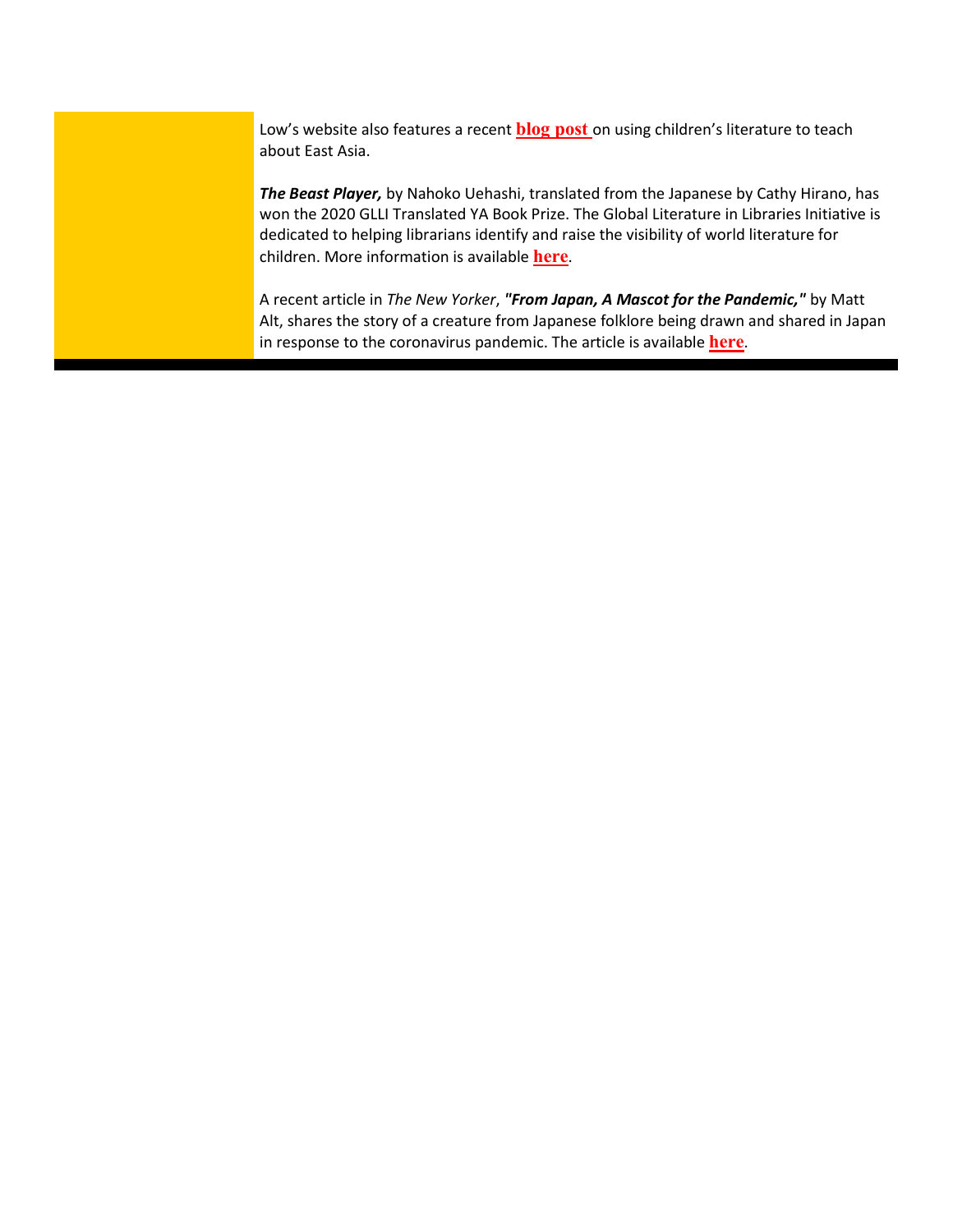Low's website also features a recent **blog post** on using children's literature to teach about East Asia.

***The Beast Player,*** by Nahoko Uehashi, translated from the Japanese by Cathy Hirano, has won the 2020 GLLI Translated YA Book Prize. The Global Literature in Libraries Initiative is dedicated to helping librarians identify and raise the visibility of world literature for children. More information is available **here**.

A recent article in *The New Yorker*, ***"From Japan, A Mascot for the Pandemic,"*** by Matt Alt, shares the story of a creature from Japanese folklore being drawn and shared in Japan in response to the coronavirus pandemic. The article is available **here**.